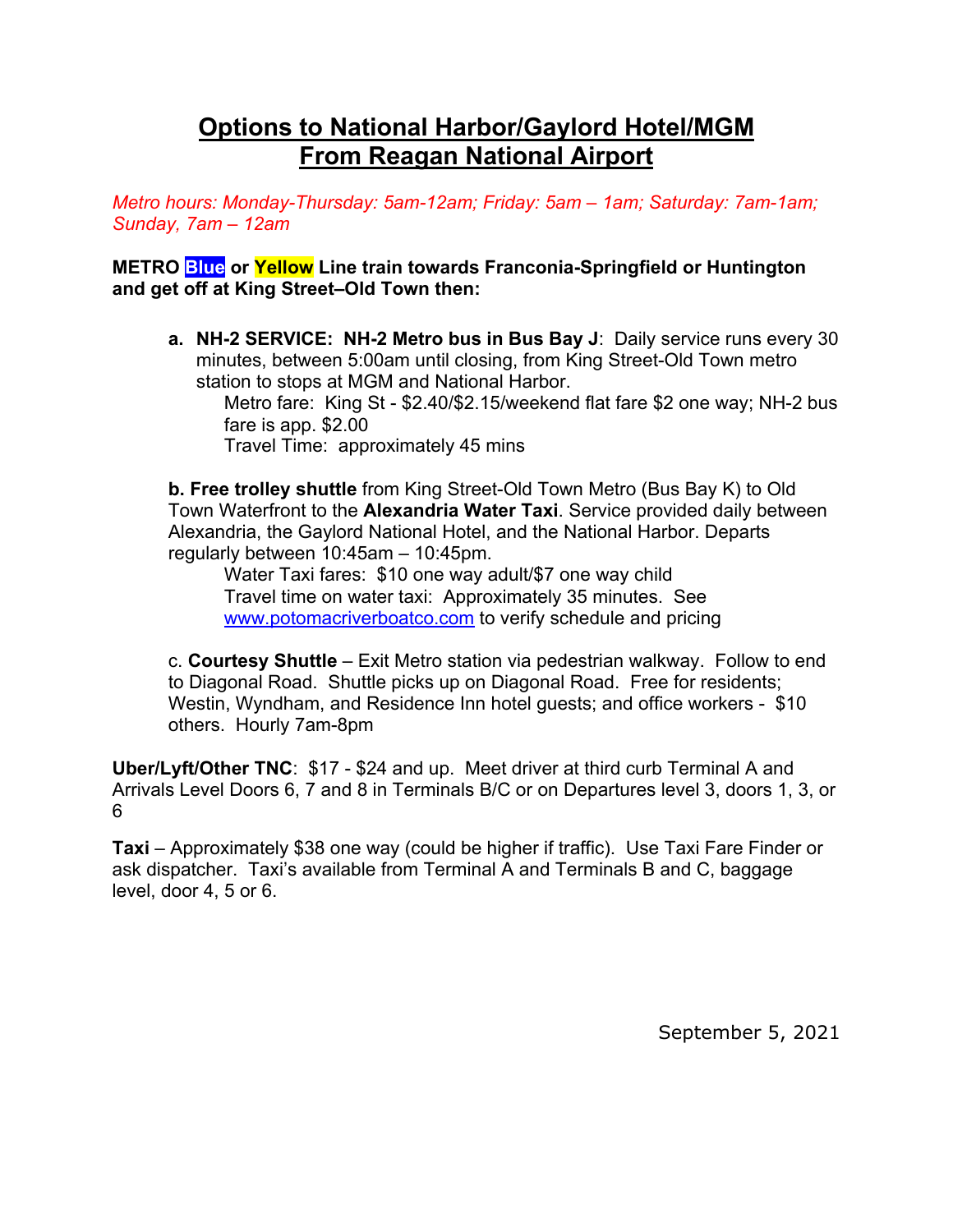# Options to National Harbor/Gaylord Hotel/MGM From Reagan National Airport

*Metro hours: Monday-Thursday: 5am-12am; Friday: 5am – 1am; Saturday: 7am-1am; Sunday, 7am – 12am*

**METRO Blue or Yellow Line train towards Franconia-Springfield or Huntington and get off at King Street–Old Town then:**

a. **NH-2 SERVICE: NH-2 Metro bus in Bus Bay J**: Daily service runs every 30 minutes, between 5:00am until closing, from King Street-Old Town metro station to stops at MGM and National Harbor.
   Metro fare: King St - $2.40/$2.15/weekend flat fare $2 one way; NH-2 bus fare is app. $2.00
   Travel Time: approximately 45 mins

b. **Free trolley shuttle** from King Street-Old Town Metro (Bus Bay K) to Old Town Waterfront to the **Alexandria Water Taxi**. Service provided daily between Alexandria, the Gaylord National Hotel, and the National Harbor. Departs regularly between 10:45am – 10:45pm.
   Water Taxi fares: $10 one way adult/$7 one way child
   Travel time on water taxi: Approximately 35 minutes. See www.potomacriverboatco.com to verify schedule and pricing

c. **Courtesy Shuttle** – Exit Metro station via pedestrian walkway. Follow to end to Diagonal Road. Shuttle picks up on Diagonal Road. Free for residents; Westin, Wyndham, and Residence Inn hotel guests; and office workers - $10 others. Hourly 7am-8pm

**Uber/Lyft/Other TNC**: $17 - $24 and up. Meet driver at third curb Terminal A and Arrivals Level Doors 6, 7 and 8 in Terminals B/C or on Departures level 3, doors 1, 3, or 6

**Taxi** – Approximately $38 one way (could be higher if traffic). Use Taxi Fare Finder or ask dispatcher. Taxi's available from Terminal A and Terminals B and C, baggage level, door 4, 5 or 6.

September 5, 2021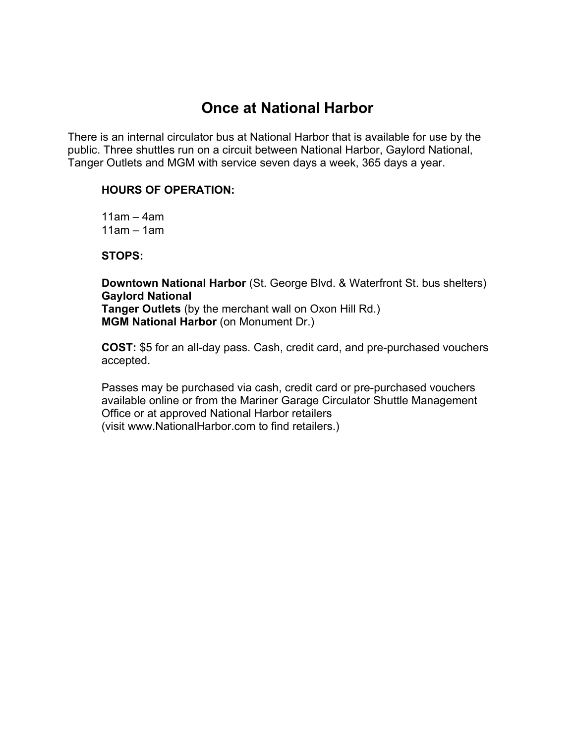# Once at National Harbor

There is an internal circulator bus at National Harbor that is available for use by the public. Three shuttles run on a circuit between National Harbor, Gaylord National, Tanger Outlets and MGM with service seven days a week, 365 days a year.

**HOURS OF OPERATION:**

11am – 4am
11am – 1am

**STOPS:**

**Downtown National Harbor** (St. George Blvd. & Waterfront St. bus shelters)
**Gaylord National**
**Tanger Outlets** (by the merchant wall on Oxon Hill Rd.)
**MGM National Harbor** (on Monument Dr.)

**COST:** $5 for an all-day pass. Cash, credit card, and pre-purchased vouchers accepted.

Passes may be purchased via cash, credit card or pre-purchased vouchers available online or from the Mariner Garage Circulator Shuttle Management Office or at approved National Harbor retailers
(visit www.NationalHarbor.com to find retailers.)